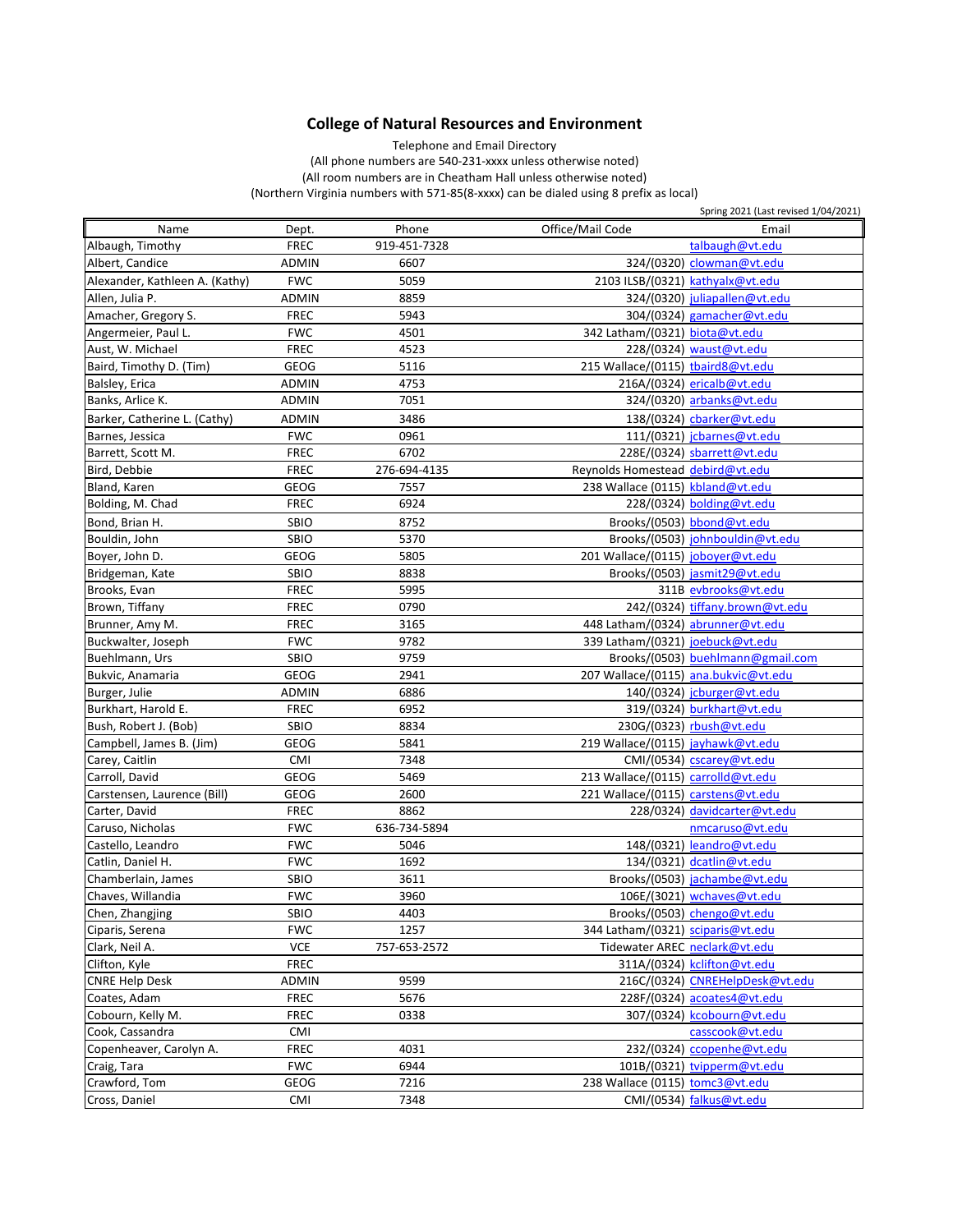# College of Natural Resources and Environment

Telephone and Email Directory
(All phone numbers are 540-231-xxxx unless otherwise noted)
(All room numbers are in Cheatham Hall unless otherwise noted)
(Northern Virginia numbers with 571-85(8-xxxx) can be dialed using 8 prefix as local)

Spring 2021 (Last revised 1/04/2021)

| Name | Dept. | Phone | Office/Mail Code | Email |
|---|---|---|---|---|
| Albaugh, Timothy | FREC | 919-451-7328 | | talbaugh@vt.edu |
| Albert, Candice | ADMIN | 6607 | 324/(0320) | clowman@vt.edu |
| Alexander, Kathleen A. (Kathy) | FWC | 5059 | 2103 ILSB/(0321) | kathyalx@vt.edu |
| Allen, Julia P. | ADMIN | 8859 | 324/(0320) | juliapallen@vt.edu |
| Amacher, Gregory S. | FREC | 5943 | 304/(0324) | gamacher@vt.edu |
| Angermeier, Paul L. | FWC | 4501 | 342 Latham/(0321) | biota@vt.edu |
| Aust, W. Michael | FREC | 4523 | 228/(0324) | waust@vt.edu |
| Baird, Timothy D. (Tim) | GEOG | 5116 | 215 Wallace/(0115) | tbaird8@vt.edu |
| Balsley, Erica | ADMIN | 4753 | 216A/(0324) | ericalb@vt.edu |
| Banks, Arlice K. | ADMIN | 7051 | 324/(0320) | arbanks@vt.edu |
| Barker, Catherine L. (Cathy) | ADMIN | 3486 | 138/(0324) | cbarker@vt.edu |
| Barnes, Jessica | FWC | 0961 | 111/(0321) | jcbarnes@vt.edu |
| Barrett, Scott M. | FREC | 6702 | 228E/(0324) | sbarrett@vt.edu |
| Bird, Debbie | FREC | 276-694-4135 | Reynolds Homestead | debird@vt.edu |
| Bland, Karen | GEOG | 7557 | 238 Wallace (0115) | kbland@vt.edu |
| Bolding, M. Chad | FREC | 6924 | 228/(0324) | bolding@vt.edu |
| Bond, Brian H. | SBIO | 8752 | Brooks/(0503) | bbond@vt.edu |
| Bouldin, John | SBIO | 5370 | Brooks/(0503) | johnbouldin@vt.edu |
| Boyer, John D. | GEOG | 5805 | 201 Wallace/(0115) | joboyer@vt.edu |
| Bridgeman, Kate | SBIO | 8838 | Brooks/(0503) | jasmit29@vt.edu |
| Brooks, Evan | FREC | 5995 | 311B | evbrooks@vt.edu |
| Brown, Tiffany | FREC | 0790 | 242/(0324) | tiffany.brown@vt.edu |
| Brunner, Amy M. | FREC | 3165 | 448 Latham/(0324) | abrunner@vt.edu |
| Buckwalter, Joseph | FWC | 9782 | 339 Latham/(0321) | joebuck@vt.edu |
| Buehlmann, Urs | SBIO | 9759 | Brooks/(0503) | buehlmann@gmail.com |
| Bukvic, Anamaria | GEOG | 2941 | 207 Wallace/(0115) | ana.bukvic@vt.edu |
| Burger, Julie | ADMIN | 6886 | 140/(0324) | jcburger@vt.edu |
| Burkhart, Harold E. | FREC | 6952 | 319/(0324) | burkhart@vt.edu |
| Bush, Robert J. (Bob) | SBIO | 8834 | 230G/(0323) | rbush@vt.edu |
| Campbell, James B. (Jim) | GEOG | 5841 | 219 Wallace/(0115) | jayhawk@vt.edu |
| Carey, Caitlin | CMI | 7348 | CMI/(0534) | cscarey@vt.edu |
| Carroll, David | GEOG | 5469 | 213 Wallace/(0115) | carrolld@vt.edu |
| Carstensen, Laurence (Bill) | GEOG | 2600 | 221 Wallace/(0115) | carstens@vt.edu |
| Carter, David | FREC | 8862 | 228/0324) | davidcarter@vt.edu |
| Caruso, Nicholas | FWC | 636-734-5894 | | nmcaruso@vt.edu |
| Castello, Leandro | FWC | 5046 | 148/(0321) | leandro@vt.edu |
| Catlin, Daniel H. | FWC | 1692 | 134/(0321) | dcatlin@vt.edu |
| Chamberlain, James | SBIO | 3611 | Brooks/(0503) | jachambe@vt.edu |
| Chaves, Willandia | FWC | 3960 | 106E/(3021) | wchaves@vt.edu |
| Chen, Zhangjing | SBIO | 4403 | Brooks/(0503) | chengo@vt.edu |
| Ciparis, Serena | FWC | 1257 | 344 Latham/(0321) | sciparis@vt.edu |
| Clark, Neil A. | VCE | 757-653-2572 | Tidewater AREC | neclark@vt.edu |
| Clifton, Kyle | FREC | | 311A/(0324) | kclifton@vt.edu |
| CNRE Help Desk | ADMIN | 9599 | 216C/(0324) | CNREHelpDesk@vt.edu |
| Coates, Adam | FREC | 5676 | 228F/(0324) | acoates4@vt.edu |
| Cobourn, Kelly M. | FREC | 0338 | 307/(0324) | kcobourn@vt.edu |
| Cook, Cassandra | CMI | | | casscook@vt.edu |
| Copenheaver, Carolyn A. | FREC | 4031 | 232/(0324) | ccopenhe@vt.edu |
| Craig, Tara | FWC | 6944 | 101B/(0321) | tvipperm@vt.edu |
| Crawford, Tom | GEOG | 7216 | 238 Wallace (0115) | tomc3@vt.edu |
| Cross, Daniel | CMI | 7348 | CMI/(0534) | falkus@vt.edu |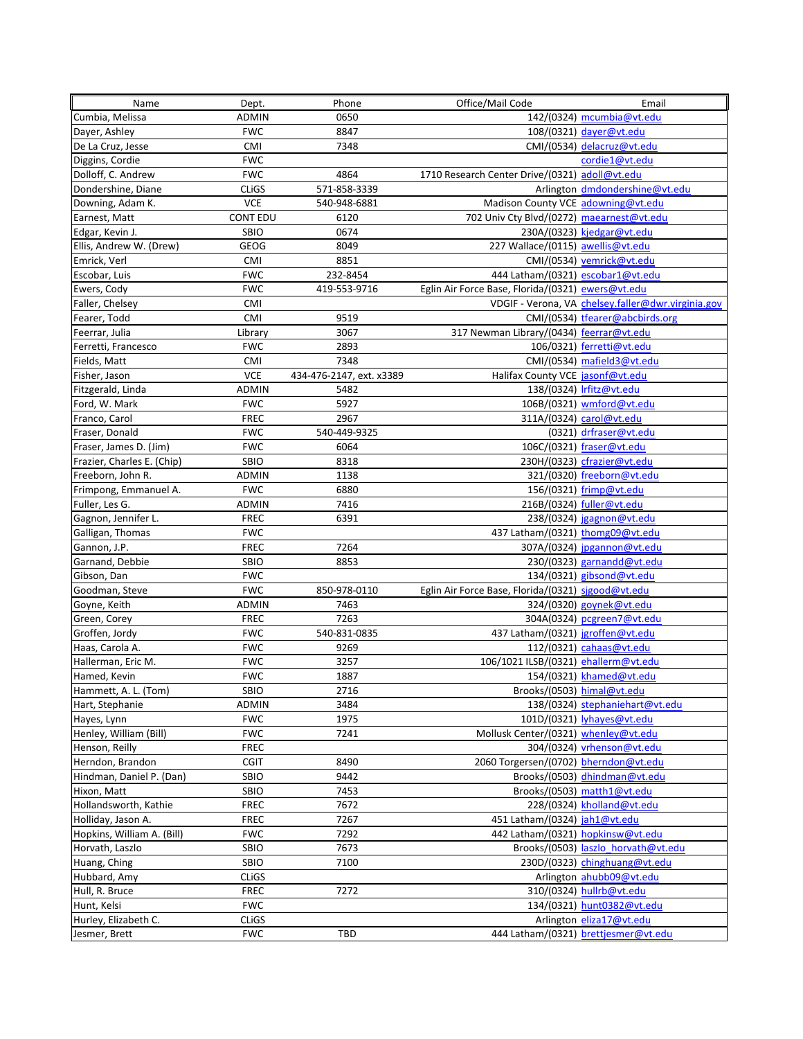| Name | Dept. | Phone | Office/Mail Code | Email |
|---|---|---|---|---|
| Cumbia, Melissa | ADMIN | 0650 | 142/(0324) | mcumbia@vt.edu |
| Dayer, Ashley | FWC | 8847 | 108/(0321) | dayer@vt.edu |
| De La Cruz, Jesse | CMI | 7348 | CMI/(0534) | delacruz@vt.edu |
| Diggins, Cordie | FWC | | | cordie1@vt.edu |
| Dolloff, C. Andrew | FWC | 4864 | 1710 Research Center Drive/(0321) | adoll@vt.edu |
| Dondershine, Diane | CLiGS | 571-858-3339 | Arlington | dmdondershine@vt.edu |
| Downing, Adam K. | VCE | 540-948-6881 | Madison County VCE | adowning@vt.edu |
| Earnest, Matt | CONT EDU | 6120 | 702 Univ Cty Blvd/(0272) | maearnest@vt.edu |
| Edgar, Kevin J. | SBIO | 0674 | 230A/(0323) | kjedgar@vt.edu |
| Ellis, Andrew W. (Drew) | GEOG | 8049 | 227 Wallace/(0115) | awellis@vt.edu |
| Emrick, Verl | CMI | 8851 | CMI/(0534) | vemrick@vt.edu |
| Escobar, Luis | FWC | 232-8454 | 444 Latham/(0321) | escobar1@vt.edu |
| Ewers, Cody | FWC | 419-553-9716 | Eglin Air Force Base, Florida/(0321) | ewers@vt.edu |
| Faller, Chelsey | CMI | | VDGIF - Verona, VA | chelsey.faller@dwr.virginia.gov |
| Fearer, Todd | CMI | 9519 | CMI/(0534) | tfearer@abcbirds.org |
| Feerrar, Julia | Library | 3067 | 317 Newman Library/(0434) | feerrar@vt.edu |
| Ferretti, Francesco | FWC | 2893 | 106/0321) | ferretti@vt.edu |
| Fields, Matt | CMI | 7348 | CMI/(0534) | mafield3@vt.edu |
| Fisher, Jason | VCE | 434-476-2147, ext. x3389 | Halifax County VCE | jasonf@vt.edu |
| Fitzgerald, Linda | ADMIN | 5482 | 138/(0324) | lrfitz@vt.edu |
| Ford, W. Mark | FWC | 5927 | 106B/(0321) | wmford@vt.edu |
| Franco, Carol | FREC | 2967 | 311A/(0324) | carol@vt.edu |
| Fraser, Donald | FWC | 540-449-9325 | (0321) | drfraser@vt.edu |
| Fraser, James D. (Jim) | FWC | 6064 | 106C/(0321) | fraser@vt.edu |
| Frazier, Charles E. (Chip) | SBIO | 8318 | 230H/(0323) | cfrazier@vt.edu |
| Freeborn, John R. | ADMIN | 1138 | 321/(0320) | freeborn@vt.edu |
| Frimpong, Emmanuel A. | FWC | 6880 | 156/(0321) | frimp@vt.edu |
| Fuller, Les G. | ADMIN | 7416 | 216B/(0324) | fuller@vt.edu |
| Gagnon, Jennifer L. | FREC | 6391 | 238/(0324) | jgagnon@vt.edu |
| Galligan, Thomas | FWC | | 437 Latham/(0321) | thomg09@vt.edu |
| Gannon, J.P. | FREC | 7264 | 307A/(0324) | jpgannon@vt.edu |
| Garnand, Debbie | SBIO | 8853 | 230/(0323) | garnandd@vt.edu |
| Gibson, Dan | FWC | | 134/(0321) | gibsond@vt.edu |
| Goodman, Steve | FWC | 850-978-0110 | Eglin Air Force Base, Florida/(0321) | sjgood@vt.edu |
| Goyne, Keith | ADMIN | 7463 | 324/(0320) | goynek@vt.edu |
| Green, Corey | FREC | 7263 | 304A(0324) | pcgreen7@vt.edu |
| Groffen, Jordy | FWC | 540-831-0835 | 437 Latham/(0321) | jgroffen@vt.edu |
| Haas, Carola A. | FWC | 9269 | 112/(0321) | cahaas@vt.edu |
| Hallerman, Eric M. | FWC | 3257 | 106/1021 ILSB/(0321) | ehallerm@vt.edu |
| Hamed, Kevin | FWC | 1887 | 154/(0321) | khamed@vt.edu |
| Hammett, A. L. (Tom) | SBIO | 2716 | Brooks/(0503) | himal@vt.edu |
| Hart, Stephanie | ADMIN | 3484 | 138/(0324) | stephaniehart@vt.edu |
| Hayes, Lynn | FWC | 1975 | 101D/(0321) | lyhayes@vt.edu |
| Henley, William (Bill) | FWC | 7241 | Mollusk Center/(0321) | whenley@vt.edu |
| Henson, Reilly | FREC | | 304/(0324) | vrhenson@vt.edu |
| Herndon, Brandon | CGIT | 8490 | 2060 Torgersen/(0702) | bherndon@vt.edu |
| Hindman, Daniel P. (Dan) | SBIO | 9442 | Brooks/(0503) | dhindman@vt.edu |
| Hixon, Matt | SBIO | 7453 | Brooks/(0503) | matth1@vt.edu |
| Hollandsworth, Kathie | FREC | 7672 | 228/(0324) | kholland@vt.edu |
| Holliday, Jason A. | FREC | 7267 | 451 Latham/(0324) | jah1@vt.edu |
| Hopkins, William A. (Bill) | FWC | 7292 | 442 Latham/(0321) | hopkinsw@vt.edu |
| Horvath, Laszlo | SBIO | 7673 | Brooks/(0503) | laszlo_horvath@vt.edu |
| Huang, Ching | SBIO | 7100 | 230D/(0323) | chinghuang@vt.edu |
| Hubbard, Amy | CLiGS | | Arlington | ahubb09@vt.edu |
| Hull, R. Bruce | FREC | 7272 | 310/(0324) | hullrb@vt.edu |
| Hunt, Kelsi | FWC | | 134/(0321) | hunt0382@vt.edu |
| Hurley, Elizabeth C. | CLiGS | | Arlington | eliza17@vt.edu |
| Jesmer, Brett | FWC | TBD | 444 Latham/(0321) | brettjesmer@vt.edu |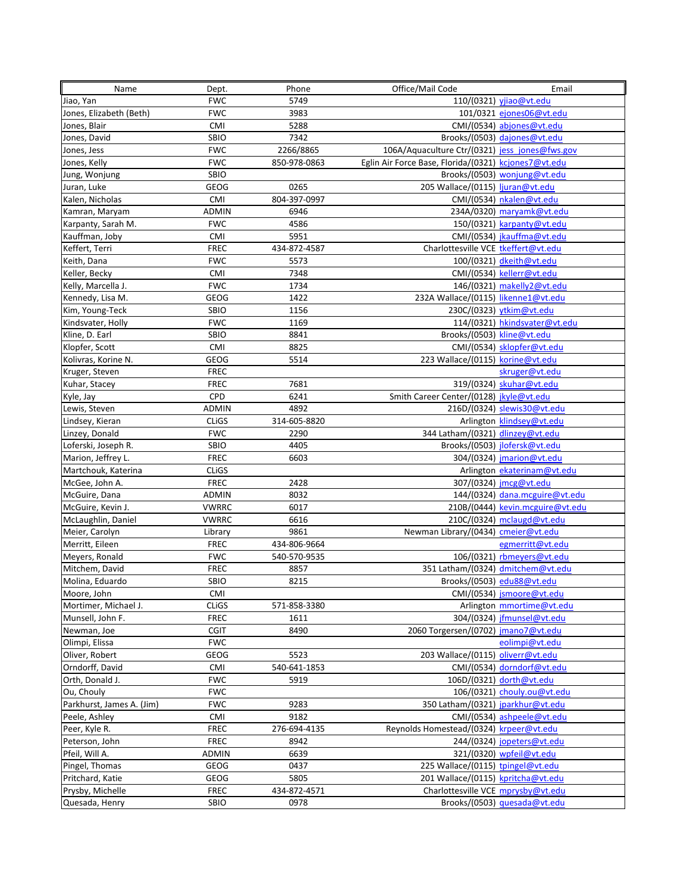| Name | Dept. | Phone | Office/Mail Code | Email |
|---|---|---|---|---|
| Jiao, Yan | FWC | 5749 | 110/(0321) | yjiao@vt.edu |
| Jones, Elizabeth (Beth) | FWC | 3983 | 101/0321 | ejones06@vt.edu |
| Jones, Blair | CMI | 5288 | CMI/(0534) | abjones@vt.edu |
| Jones, David | SBIO | 7342 | Brooks/(0503) | dajones@vt.edu |
| Jones, Jess | FWC | 2266/8865 | 106A/Aquaculture Ctr/(0321) | jess_jones@fws.gov |
| Jones, Kelly | FWC | 850-978-0863 | Eglin Air Force Base, Florida/(0321) | kcjones7@vt.edu |
| Jung, Wonjung | SBIO | | Brooks/(0503) | wonjung@vt.edu |
| Juran, Luke | GEOG | 0265 | 205 Wallace/(0115) | ljuran@vt.edu |
| Kalen, Nicholas | CMI | 804-397-0997 | CMI/(0534) | nkalen@vt.edu |
| Kamran, Maryam | ADMIN | 6946 | 234A/(0320) | maryamk@vt.edu |
| Karpanty, Sarah M. | FWC | 4586 | 150/(0321) | karpanty@vt.edu |
| Kauffman, Joby | CMI | 5951 | CMI/(0534) | jkauffma@vt.edu |
| Keffert, Terri | FREC | 434-872-4587 | Charlottesville VCE | tkeffert@vt.edu |
| Keith, Dana | FWC | 5573 | 100/(0321) | dkeith@vt.edu |
| Keller, Becky | CMI | 7348 | CMI/(0534) | kellerr@vt.edu |
| Kelly, Marcella J. | FWC | 1734 | 146/(0321) | makelly2@vt.edu |
| Kennedy, Lisa M. | GEOG | 1422 | 232A Wallace/(0115) | likenne1@vt.edu |
| Kim, Young-Teck | SBIO | 1156 | 230C/(0323) | ytkim@vt.edu |
| Kindsvater, Holly | FWC | 1169 | 114/(0321) | hkindsvater@vt.edu |
| Kline, D. Earl | SBIO | 8841 | Brooks/(0503) | kline@vt.edu |
| Klopfer, Scott | CMI | 8825 | CMI/(0534) | sklopfer@vt.edu |
| Kolivras, Korine N. | GEOG | 5514 | 223 Wallace/(0115) | korine@vt.edu |
| Kruger, Steven | FREC | | | skruger@vt.edu |
| Kuhar, Stacey | FREC | 7681 | 319/(0324) | skuhar@vt.edu |
| Kyle, Jay | CPD | 6241 | Smith Career Center/(0128) | jkyle@vt.edu |
| Lewis, Steven | ADMIN | 4892 | 216D/(0324) | slewis30@vt.edu |
| Lindsey, Kieran | CLiGS | 314-605-8820 | Arlington | klindsey@vt.edu |
| Linzey, Donald | FWC | 2290 | 344 Latham/(0321) | dlinzey@vt.edu |
| Loferski, Joseph R. | SBIO | 4405 | Brooks/(0503) | jlofersk@vt.edu |
| Marion, Jeffrey L. | FREC | 6603 | 304/(0324) | jmarion@vt.edu |
| Martchouk, Katerina | CLiGS | | Arlington | ekaterinam@vt.edu |
| McGee, John A. | FREC | 2428 | 307/(0324) | jmcg@vt.edu |
| McGuire, Dana | ADMIN | 8032 | 144/(0324) | dana.mcguire@vt.edu |
| McGuire, Kevin J. | VWRRC | 6017 | 210B/(0444) | kevin.mcguire@vt.edu |
| McLaughlin, Daniel | VWRRC | 6616 | 210C/(0324) | mclaugd@vt.edu |
| Meier, Carolyn | Library | 9861 | Newman Library/(0434) | cmeier@vt.edu |
| Merritt, Eileen | FREC | 434-806-9664 | | egmerritt@vt.edu |
| Meyers, Ronald | FWC | 540-570-9535 | 106/(0321) | rbmeyers@vt.edu |
| Mitchem, David | FREC | 8857 | 351 Latham/(0324) | dmitchem@vt.edu |
| Molina, Eduardo | SBIO | 8215 | Brooks/(0503) | edu88@vt.edu |
| Moore, John | CMI | | CMI/(0534) | jsmoore@vt.edu |
| Mortimer, Michael J. | CLiGS | 571-858-3380 | Arlington | mmortime@vt.edu |
| Munsell, John F. | FREC | 1611 | 304/(0324) | jfmunsel@vt.edu |
| Newman, Joe | CGIT | 8490 | 2060 Torgersen/(0702) | jmano7@vt.edu |
| Olimpi, Elissa | FWC | | | eolimpi@vt.edu |
| Oliver, Robert | GEOG | 5523 | 203 Wallace/(0115) | oliverr@vt.edu |
| Orndorff, David | CMI | 540-641-1853 | CMI/(0534) | dorndorf@vt.edu |
| Orth, Donald J. | FWC | 5919 | 106D/(0321) | dorth@vt.edu |
| Ou, Chouly | FWC | | 106/(0321) | chouly.ou@vt.edu |
| Parkhurst, James A. (Jim) | FWC | 9283 | 350 Latham/(0321) | jparkhur@vt.edu |
| Peele, Ashley | CMI | 9182 | CMI/(0534) | ashpeele@vt.edu |
| Peer, Kyle R. | FREC | 276-694-4135 | Reynolds Homestead/(0324) | krpeer@vt.edu |
| Peterson, John | FREC | 8942 | 244/(0324) | jopeters@vt.edu |
| Pfeil, Will A. | ADMIN | 6639 | 321/(0320) | wpfeil@vt.edu |
| Pingel, Thomas | GEOG | 0437 | 225 Wallace/(0115) | tpingel@vt.edu |
| Pritchard, Katie | GEOG | 5805 | 201 Wallace/(0115) | kpritcha@vt.edu |
| Prysby, Michelle | FREC | 434-872-4571 | Charlottesville VCE | mprysby@vt.edu |
| Quesada, Henry | SBIO | 0978 | Brooks/(0503) | quesada@vt.edu |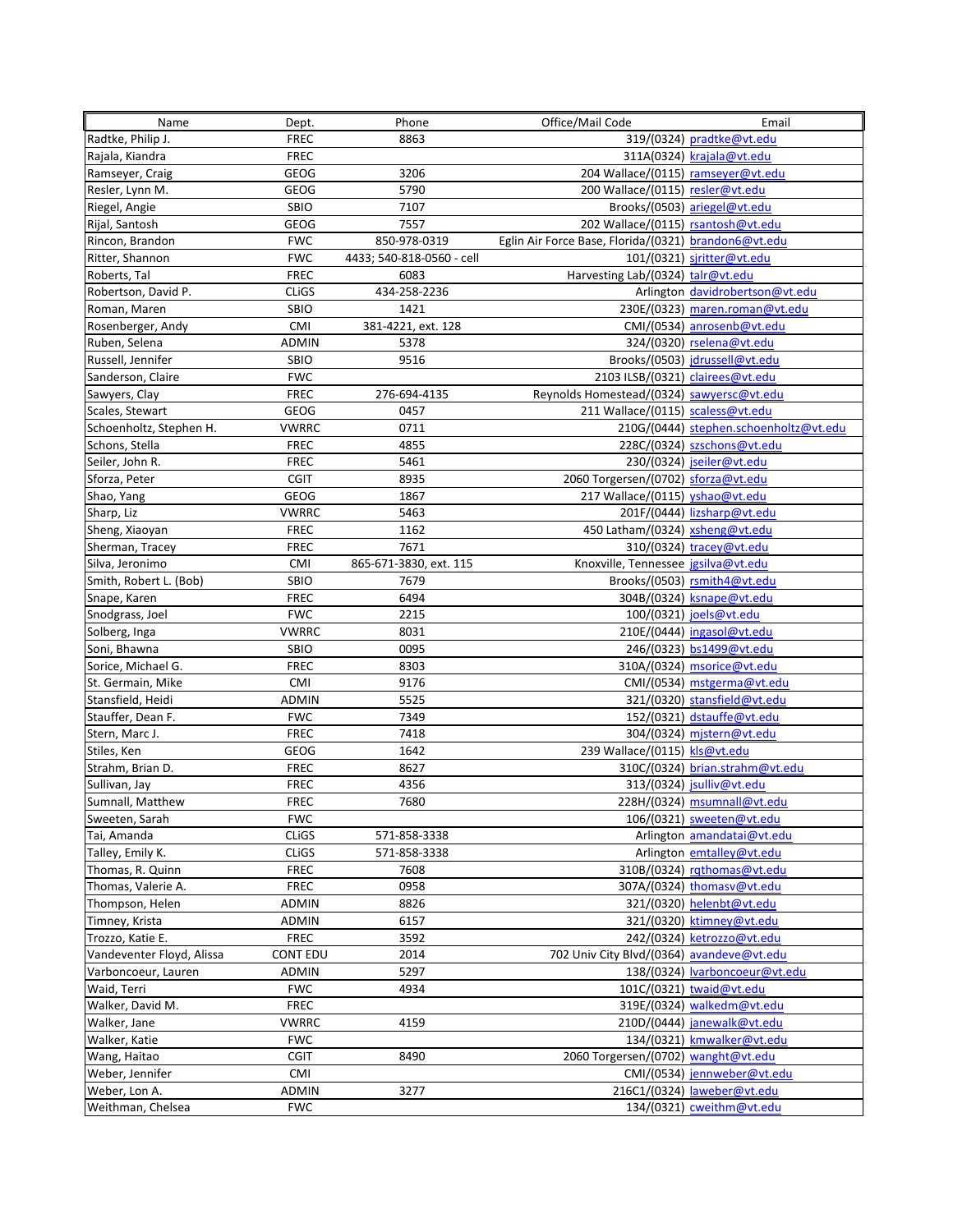| Name | Dept. | Phone | Office/Mail Code | Email |
|---|---|---|---|---|
| Radtke, Philip J. | FREC | 8863 | 319/(0324) | pradtke@vt.edu |
| Rajala, Kiandra | FREC | | 311A(0324) | krajala@vt.edu |
| Ramseyer, Craig | GEOG | 3206 | 204 Wallace/(0115) | ramseyer@vt.edu |
| Resler, Lynn M. | GEOG | 5790 | 200 Wallace/(0115) | resler@vt.edu |
| Riegel, Angie | SBIO | 7107 | Brooks/(0503) | ariegel@vt.edu |
| Rijal, Santosh | GEOG | 7557 | 202 Wallace/(0115) | rsantosh@vt.edu |
| Rincon, Brandon | FWC | 850-978-0319 | Eglin Air Force Base, Florida/(0321) | brandon6@vt.edu |
| Ritter, Shannon | FWC | 4433; 540-818-0560 - cell | 101/(0321) | sjritter@vt.edu |
| Roberts, Tal | FREC | 6083 | Harvesting Lab/(0324) | talr@vt.edu |
| Robertson, David P. | CLiGS | 434-258-2236 | Arlington | davidrobertson@vt.edu |
| Roman, Maren | SBIO | 1421 | 230E/(0323) | maren.roman@vt.edu |
| Rosenberger, Andy | CMI | 381-4221, ext. 128 | CMI/(0534) | anrosenb@vt.edu |
| Ruben, Selena | ADMIN | 5378 | 324/(0320) | rselena@vt.edu |
| Russell, Jennifer | SBIO | 9516 | Brooks/(0503) | jdrussell@vt.edu |
| Sanderson, Claire | FWC | | 2103 ILSB/(0321) | clairees@vt.edu |
| Sawyers, Clay | FREC | 276-694-4135 | Reynolds Homestead/(0324) | sawyersc@vt.edu |
| Scales, Stewart | GEOG | 0457 | 211 Wallace/(0115) | scaless@vt.edu |
| Schoenholtz, Stephen H. | VWRRC | 0711 | 210G/(0444) | stephen.schoenholtz@vt.edu |
| Schons, Stella | FREC | 4855 | 228C/(0324) | szschons@vt.edu |
| Seiler, John R. | FREC | 5461 | 230/(0324) | jseiler@vt.edu |
| Sforza, Peter | CGIT | 8935 | 2060 Torgersen/(0702) | sforza@vt.edu |
| Shao, Yang | GEOG | 1867 | 217 Wallace/(0115) | yshao@vt.edu |
| Sharp, Liz | VWRRC | 5463 | 201F/(0444) | lizsharp@vt.edu |
| Sheng, Xiaoyan | FREC | 1162 | 450 Latham/(0324) | xsheng@vt.edu |
| Sherman, Tracey | FREC | 7671 | 310/(0324) | tracey@vt.edu |
| Silva, Jeronimo | CMI | 865-671-3830, ext. 115 | Knoxville, Tennessee | jgsilva@vt.edu |
| Smith, Robert L. (Bob) | SBIO | 7679 | Brooks/(0503) | rsmith4@vt.edu |
| Snape, Karen | FREC | 6494 | 304B/(0324) | ksnape@vt.edu |
| Snodgrass, Joel | FWC | 2215 | 100/(0321) | joels@vt.edu |
| Solberg, Inga | VWRRC | 8031 | 210E/(0444) | ingasol@vt.edu |
| Soni, Bhawna | SBIO | 0095 | 246/(0323) | bs1499@vt.edu |
| Sorice, Michael G. | FREC | 8303 | 310A/(0324) | msorice@vt.edu |
| St. Germain, Mike | CMI | 9176 | CMI/(0534) | mstgerma@vt.edu |
| Stansfield, Heidi | ADMIN | 5525 | 321/(0320) | stansfield@vt.edu |
| Stauffer, Dean F. | FWC | 7349 | 152/(0321) | dstauffe@vt.edu |
| Stern, Marc J. | FREC | 7418 | 304/(0324) | mjstern@vt.edu |
| Stiles, Ken | GEOG | 1642 | 239 Wallace/(0115) | kls@vt.edu |
| Strahm, Brian D. | FREC | 8627 | 310C/(0324) | brian.strahm@vt.edu |
| Sullivan, Jay | FREC | 4356 | 313/(0324) | jsulliv@vt.edu |
| Sumnall, Matthew | FREC | 7680 | 228H/(0324) | msumnall@vt.edu |
| Sweeten, Sarah | FWC | | 106/(0321) | sweeten@vt.edu |
| Tai, Amanda | CLiGS | 571-858-3338 | Arlington | amandatai@vt.edu |
| Talley, Emily K. | CLiGS | 571-858-3338 | Arlington | emtalley@vt.edu |
| Thomas, R. Quinn | FREC | 7608 | 310B/(0324) | rqthomas@vt.edu |
| Thomas, Valerie A. | FREC | 0958 | 307A/(0324) | thomasv@vt.edu |
| Thompson, Helen | ADMIN | 8826 | 321/(0320) | helenbt@vt.edu |
| Timney, Krista | ADMIN | 6157 | 321/(0320) | ktimney@vt.edu |
| Trozzo, Katie E. | FREC | 3592 | 242/(0324) | ketrozzo@vt.edu |
| Vandeventer Floyd, Alissa | CONT EDU | 2014 | 702 Univ City Blvd/(0364) | avandeve@vt.edu |
| Varboncoeur, Lauren | ADMIN | 5297 | 138/(0324) | lvarboncoeur@vt.edu |
| Waid, Terri | FWC | 4934 | 101C/(0321) | twaid@vt.edu |
| Walker, David M. | FREC | | 319E/(0324) | walkedm@vt.edu |
| Walker, Jane | VWRRC | 4159 | 210D/(0444) | janewalk@vt.edu |
| Walker, Katie | FWC | | 134/(0321) | kmwalker@vt.edu |
| Wang, Haitao | CGIT | 8490 | 2060 Torgersen/(0702) | wanght@vt.edu |
| Weber, Jennifer | CMI | | CMI/(0534) | jennweber@vt.edu |
| Weber, Lon A. | ADMIN | 3277 | 216C1/(0324) | laweber@vt.edu |
| Weithman, Chelsea | FWC | | 134/(0321) | cweithm@vt.edu |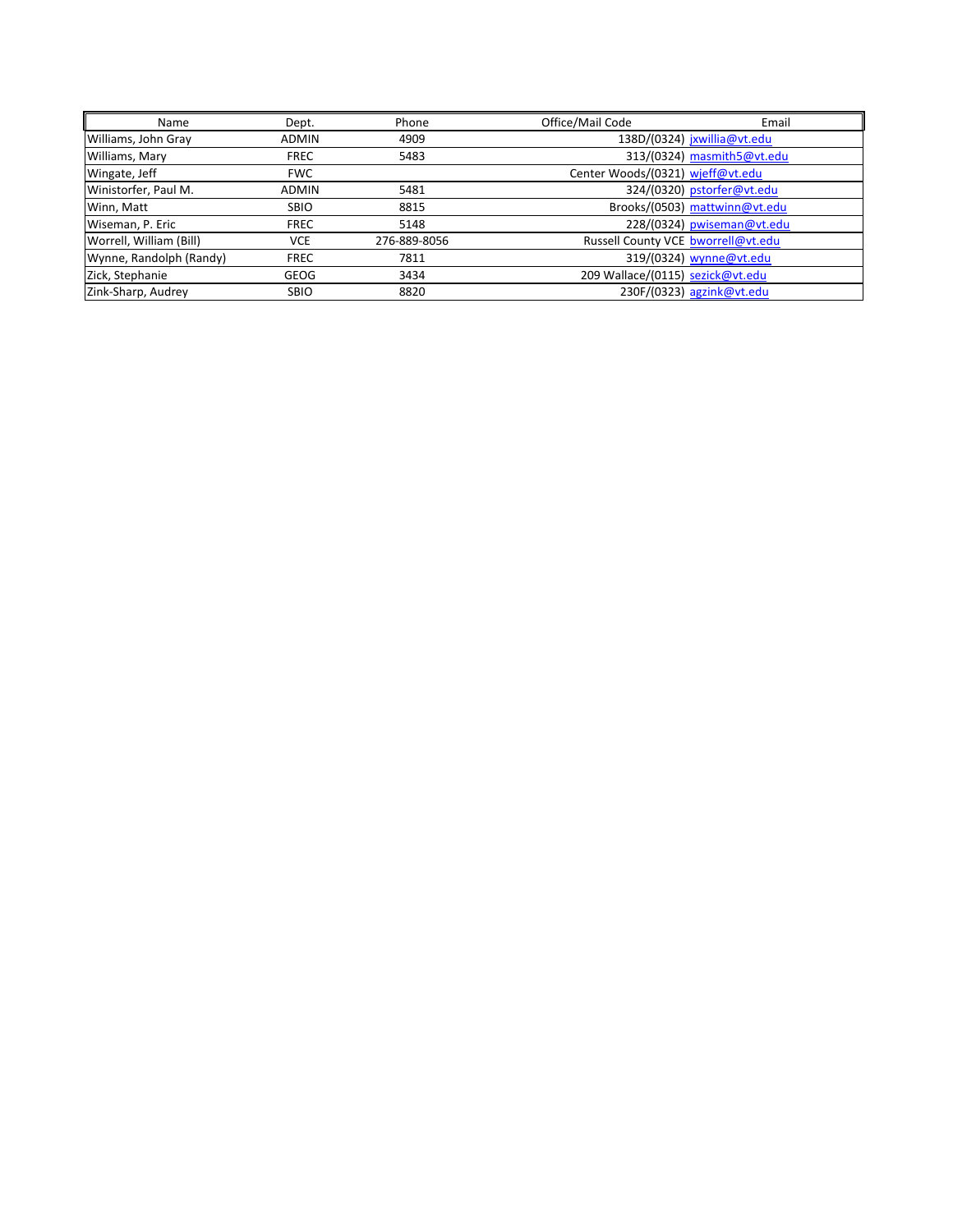| Name | Dept. | Phone | Office/Mail Code | Email |
| --- | --- | --- | --- | --- |
| Williams, John Gray | ADMIN | 4909 | 138D/(0324) | jxwillia@vt.edu |
| Williams, Mary | FREC | 5483 | 313/(0324) | masmith5@vt.edu |
| Wingate, Jeff | FWC | | Center Woods/(0321) | wjeff@vt.edu |
| Winistorfer, Paul M. | ADMIN | 5481 | 324/(0320) | pstorfer@vt.edu |
| Winn, Matt | SBIO | 8815 | Brooks/(0503) | mattwinn@vt.edu |
| Wiseman, P. Eric | FREC | 5148 | 228/(0324) | pwiseman@vt.edu |
| Worrell, William (Bill) | VCE | 276-889-8056 | Russell County VCE | bworrell@vt.edu |
| Wynne, Randolph (Randy) | FREC | 7811 | 319/(0324) | wynne@vt.edu |
| Zick, Stephanie | GEOG | 3434 | 209 Wallace/(0115) | sezick@vt.edu |
| Zink-Sharp, Audrey | SBIO | 8820 | 230F/(0323) | agzink@vt.edu |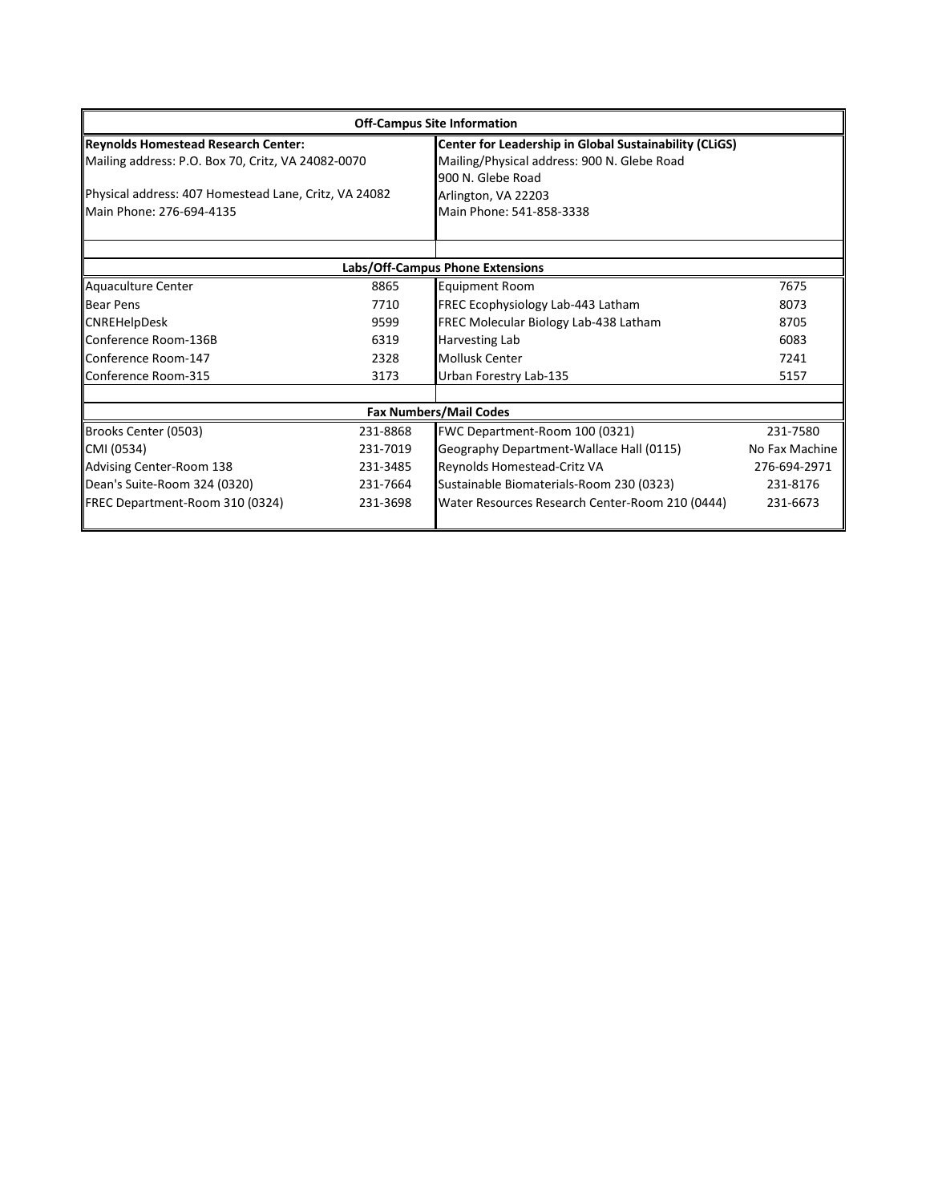## Off-Campus Site Information

| Reynolds Homestead Research Center: | Center for Leadership in Global Sustainability (CLiGS) |
|---|---|
| Mailing address: P.O. Box 70, Critz, VA 24082-0070 | Mailing/Physical address: 900 N. Glebe Road |
| | 900 N. Glebe Road |
| Physical address: 407 Homestead Lane, Critz, VA 24082 | Arlington, VA 22203 |
| Main Phone: 276-694-4135 | Main Phone: 541-858-3338 |

## Labs/Off-Campus Phone Extensions

| Location | Extension | Location | Extension |
|---|---|---|---|
| Aquaculture Center | 8865 | Equipment Room | 7675 |
| Bear Pens | 7710 | FREC Ecophysiology Lab-443 Latham | 8073 |
| CNREHelpDesk | 9599 | FREC Molecular Biology Lab-438 Latham | 8705 |
| Conference Room-136B | 6319 | Harvesting Lab | 6083 |
| Conference Room-147 | 2328 | Mollusk Center | 7241 |
| Conference Room-315 | 3173 | Urban Forestry Lab-135 | 5157 |

## Fax Numbers/Mail Codes

| Location | Fax | Location | Fax |
|---|---|---|---|
| Brooks Center (0503) | 231-8868 | FWC Department-Room 100 (0321) | 231-7580 |
| CMI (0534) | 231-7019 | Geography Department-Wallace Hall (0115) | No Fax Machine |
| Advising Center-Room 138 | 231-3485 | Reynolds Homestead-Critz VA | 276-694-2971 |
| Dean's Suite-Room 324 (0320) | 231-7664 | Sustainable Biomaterials-Room 230 (0323) | 231-8176 |
| FREC Department-Room 310 (0324) | 231-3698 | Water Resources Research Center-Room 210 (0444) | 231-6673 |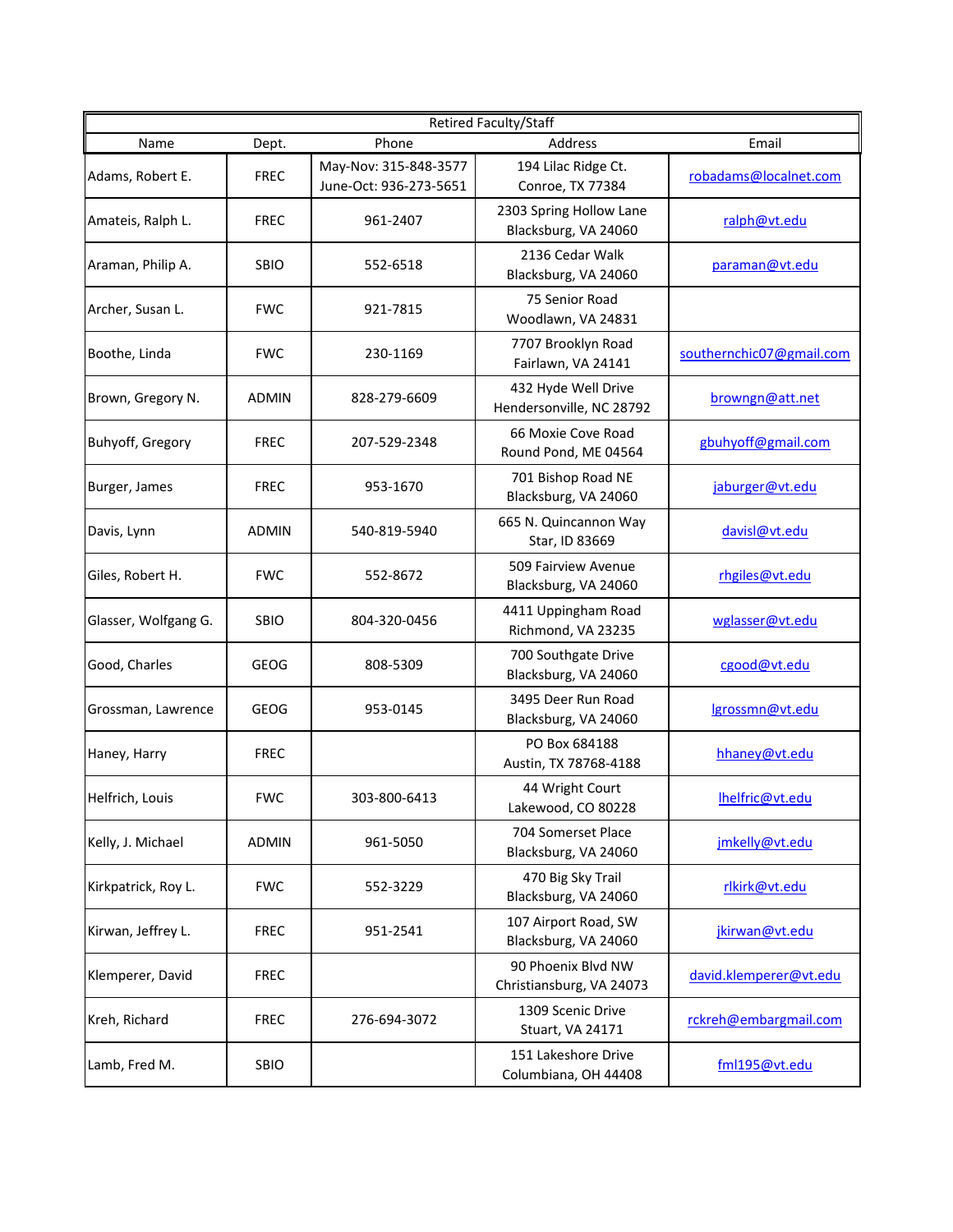| Retired Faculty/Staff | | | | |
|---|---|---|---|---|
| Name | Dept. | Phone | Address | Email |
| Adams, Robert E. | FREC | May-Nov: 315-848-3577<br>June-Oct: 936-273-5651 | 194 Lilac Ridge Ct.<br>Conroe, TX 77384 | robadams@localnet.com |
| Amateis, Ralph L. | FREC | 961-2407 | 2303 Spring Hollow Lane<br>Blacksburg, VA 24060 | ralph@vt.edu |
| Araman, Philip A. | SBIO | 552-6518 | 2136 Cedar Walk<br>Blacksburg, VA 24060 | paraman@vt.edu |
| Archer, Susan L. | FWC | 921-7815 | 75 Senior Road<br>Woodlawn, VA 24831 | |
| Boothe, Linda | FWC | 230-1169 | 7707 Brooklyn Road<br>Fairlawn, VA 24141 | southernchic07@gmail.com |
| Brown, Gregory N. | ADMIN | 828-279-6609 | 432 Hyde Well Drive<br>Hendersonville, NC 28792 | browngn@att.net |
| Buhyoff, Gregory | FREC | 207-529-2348 | 66 Moxie Cove Road<br>Round Pond, ME 04564 | gbuhyoff@gmail.com |
| Burger, James | FREC | 953-1670 | 701 Bishop Road NE<br>Blacksburg, VA 24060 | jaburger@vt.edu |
| Davis, Lynn | ADMIN | 540-819-5940 | 665 N. Quincannon Way<br>Star, ID 83669 | davisl@vt.edu |
| Giles, Robert H. | FWC | 552-8672 | 509 Fairview Avenue<br>Blacksburg, VA 24060 | rhgiles@vt.edu |
| Glasser, Wolfgang G. | SBIO | 804-320-0456 | 4411 Uppingham Road<br>Richmond, VA 23235 | wglasser@vt.edu |
| Good, Charles | GEOG | 808-5309 | 700 Southgate Drive<br>Blacksburg, VA 24060 | cgood@vt.edu |
| Grossman, Lawrence | GEOG | 953-0145 | 3495 Deer Run Road<br>Blacksburg, VA 24060 | lgrossmn@vt.edu |
| Haney, Harry | FREC | | PO Box 684188<br>Austin, TX 78768-4188 | hhaney@vt.edu |
| Helfrich, Louis | FWC | 303-800-6413 | 44 Wright Court<br>Lakewood, CO 80228 | lhelfric@vt.edu |
| Kelly, J. Michael | ADMIN | 961-5050 | 704 Somerset Place<br>Blacksburg, VA 24060 | jmkelly@vt.edu |
| Kirkpatrick, Roy L. | FWC | 552-3229 | 470 Big Sky Trail<br>Blacksburg, VA 24060 | rlkirk@vt.edu |
| Kirwan, Jeffrey L. | FREC | 951-2541 | 107 Airport Road, SW<br>Blacksburg, VA 24060 | jkirwan@vt.edu |
| Klemperer, David | FREC | | 90 Phoenix Blvd NW<br>Christiansburg, VA 24073 | david.klemperer@vt.edu |
| Kreh, Richard | FREC | 276-694-3072 | 1309 Scenic Drive<br>Stuart, VA 24171 | rckreh@embargmail.com |
| Lamb, Fred M. | SBIO | | 151 Lakeshore Drive<br>Columbiana, OH 44408 | fml195@vt.edu |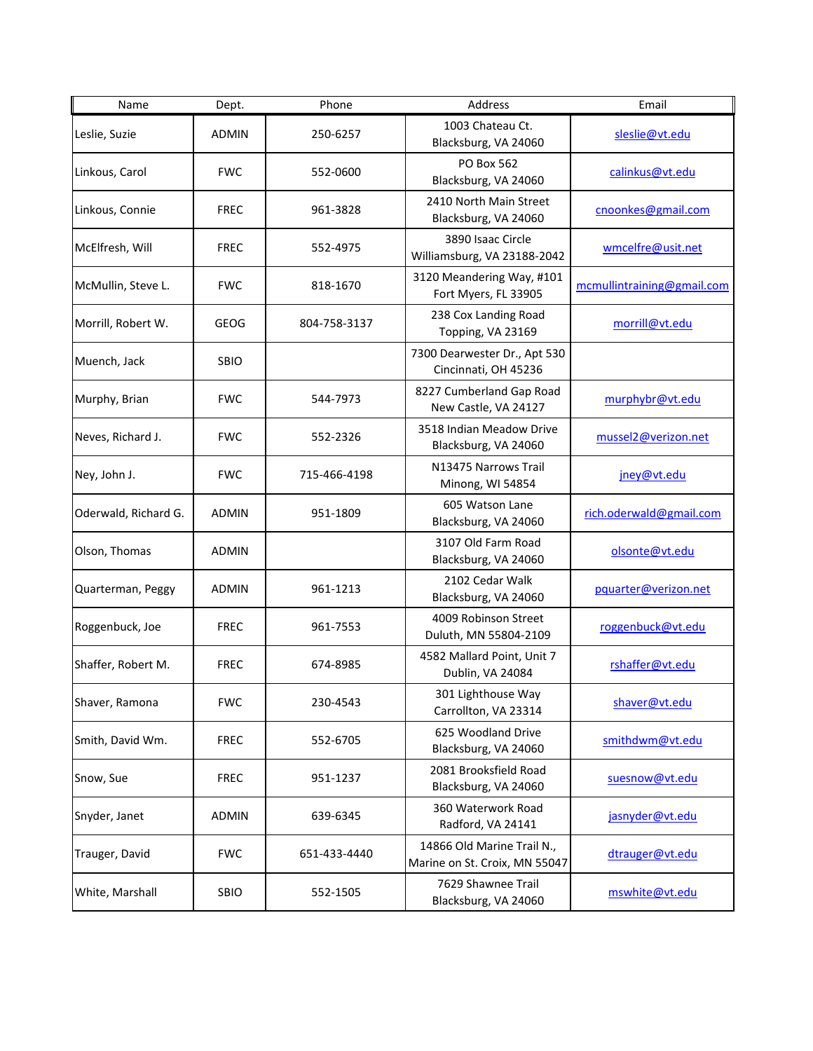| Name | Dept. | Phone | Address | Email |
|---|---|---|---|---|
| Leslie, Suzie | ADMIN | 250-6257 | 1003 Chateau Ct.<br>Blacksburg, VA 24060 | sleslie@vt.edu |
| Linkous, Carol | FWC | 552-0600 | PO Box 562<br>Blacksburg, VA 24060 | calinkus@vt.edu |
| Linkous, Connie | FREC | 961-3828 | 2410 North Main Street<br>Blacksburg, VA 24060 | cnoonkes@gmail.com |
| McElfresh, Will | FREC | 552-4975 | 3890 Isaac Circle<br>Williamsburg, VA 23188-2042 | wmcelfre@usit.net |
| McMullin, Steve L. | FWC | 818-1670 | 3120 Meandering Way, #101<br>Fort Myers, FL 33905 | mcmullintraining@gmail.com |
| Morrill, Robert W. | GEOG | 804-758-3137 | 238 Cox Landing Road<br>Topping, VA 23169 | morrill@vt.edu |
| Muench, Jack | SBIO | | 7300 Dearwester Dr., Apt 530<br>Cincinnati, OH 45236 | |
| Murphy, Brian | FWC | 544-7973 | 8227 Cumberland Gap Road<br>New Castle, VA 24127 | murphybr@vt.edu |
| Neves, Richard J. | FWC | 552-2326 | 3518 Indian Meadow Drive<br>Blacksburg, VA 24060 | mussel2@verizon.net |
| Ney, John J. | FWC | 715-466-4198 | N13475 Narrows Trail<br>Minong, WI 54854 | jney@vt.edu |
| Oderwald, Richard G. | ADMIN | 951-1809 | 605 Watson Lane<br>Blacksburg, VA 24060 | rich.oderwald@gmail.com |
| Olson, Thomas | ADMIN | | 3107 Old Farm Road<br>Blacksburg, VA 24060 | olsonte@vt.edu |
| Quarterman, Peggy | ADMIN | 961-1213 | 2102 Cedar Walk<br>Blacksburg, VA 24060 | pquarter@verizon.net |
| Roggenbuck, Joe | FREC | 961-7553 | 4009 Robinson Street<br>Duluth, MN 55804-2109 | roggenbuck@vt.edu |
| Shaffer, Robert M. | FREC | 674-8985 | 4582 Mallard Point, Unit 7<br>Dublin, VA 24084 | rshaffer@vt.edu |
| Shaver, Ramona | FWC | 230-4543 | 301 Lighthouse Way<br>Carrollton, VA 23314 | shaver@vt.edu |
| Smith, David Wm. | FREC | 552-6705 | 625 Woodland Drive<br>Blacksburg, VA 24060 | smithdwm@vt.edu |
| Snow, Sue | FREC | 951-1237 | 2081 Brooksfield Road<br>Blacksburg, VA 24060 | suesnow@vt.edu |
| Snyder, Janet | ADMIN | 639-6345 | 360 Waterwork Road<br>Radford, VA 24141 | jasnyder@vt.edu |
| Trauger, David | FWC | 651-433-4440 | 14866 Old Marine Trail N.,<br>Marine on St. Croix, MN 55047 | dtrauger@vt.edu |
| White, Marshall | SBIO | 552-1505 | 7629 Shawnee Trail<br>Blacksburg, VA 24060 | mswhite@vt.edu |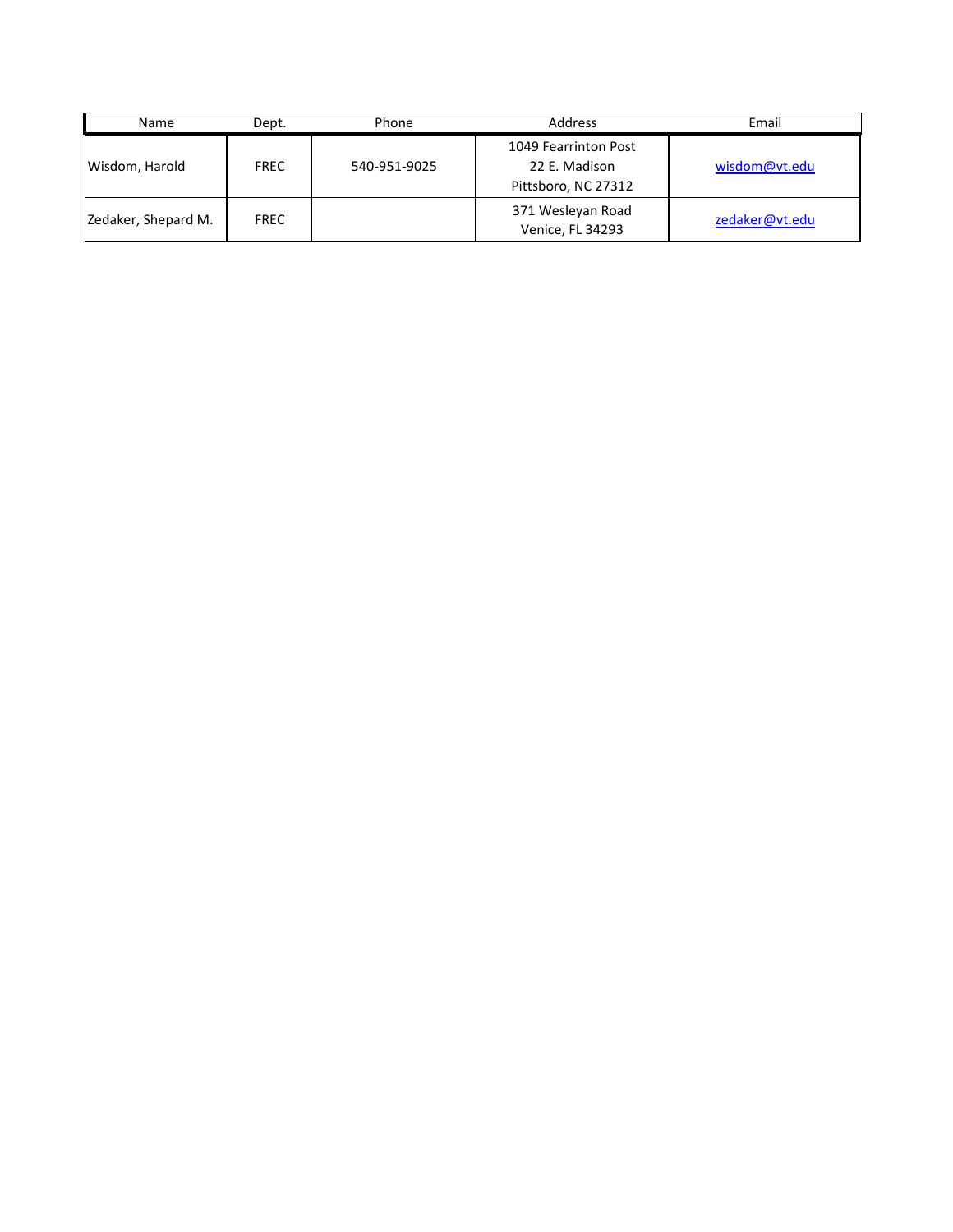| Name | Dept. | Phone | Address | Email |
| --- | --- | --- | --- | --- |
| Wisdom, Harold | FREC | 540-951-9025 | 1049 Fearrinton Post<br>22 E. Madison<br>Pittsboro, NC 27312 | wisdom@vt.edu |
| Zedaker, Shepard M. | FREC | | 371 Wesleyan Road<br>Venice, FL 34293 | zedaker@vt.edu |